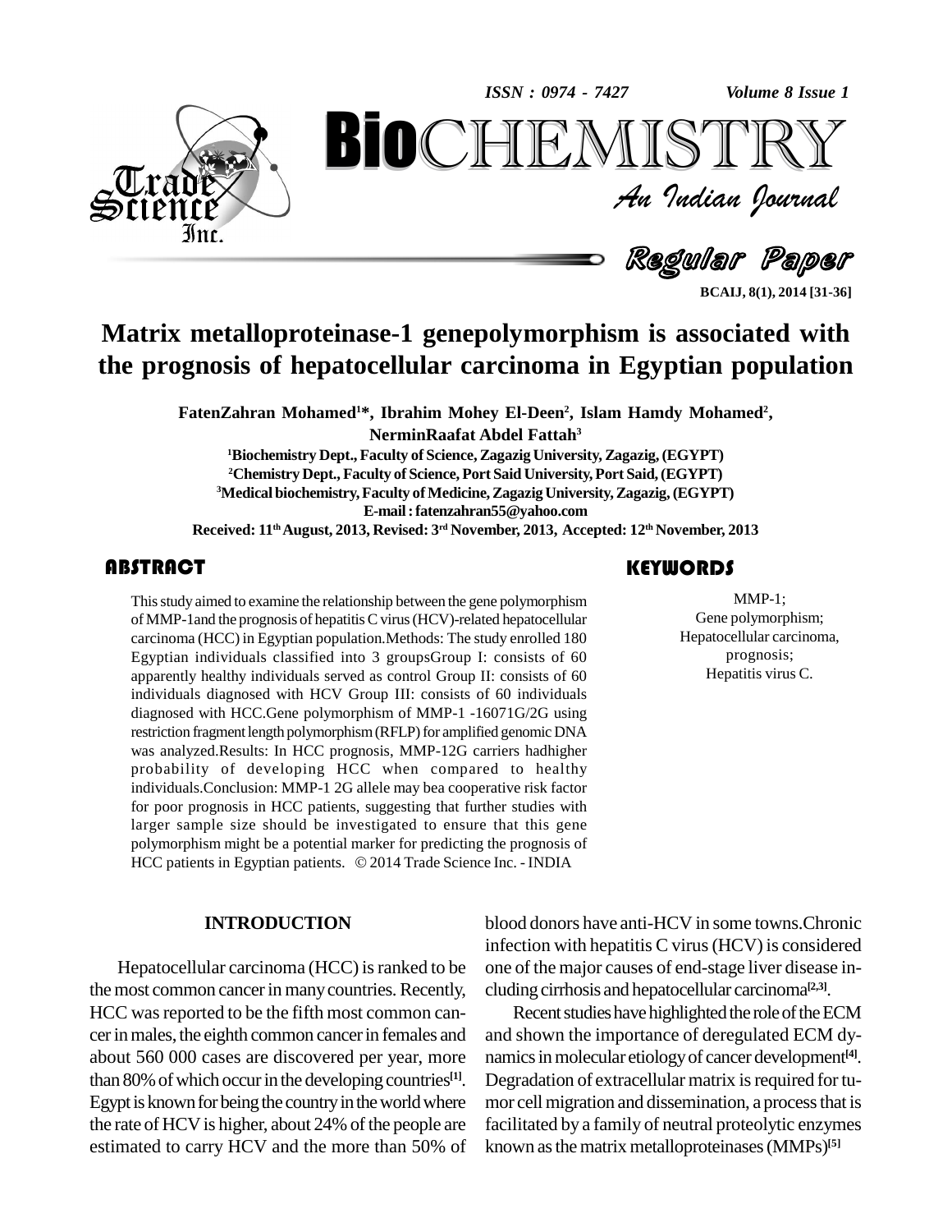# Matrix metalloproteinase-1 genepolymorphism is associated with the prognosis of hepatocellular carcinoma in Egyptian population

**FatenZahran Mohamed[1]*, Ibrahim Mohey El-Deen[2], Islam Hamdy Mohamed[2], NerminRaafat Abdel Fattah[3]**

[1]Biochemistry Dept., Faculty of Science, Zagazig University, Zagazig, (EGYPT)
[2]Chemistry Dept., Faculty of Science, Port Said University, Port Said, (EGYPT)
[3]Medical biochemistry, Faculty of Medicine, Zagazig University, Zagazig, (EGYPT)
E-mail : fatenzahran55@yahoo.com

Received: 11th August, 2013, Revised: 3rd November, 2013, Accepted: 12th November, 2013

## ABSTRACT

This study aimed to examine the relationship between the gene polymorphism of MMP-1and the prognosis of hepatitis C virus (HCV)-related hepatocellular carcinoma (HCC) in Egyptian population.Methods: The study enrolled 180 Egyptian individuals classified into 3 groupsGroup I: consists of 60 apparently healthy individuals served as control Group II: consists of 60 individuals diagnosed with HCV Group III: consists of 60 individuals diagnosed with HCC.Gene polymorphism of MMP-1 -16071G/2G using restriction fragment length polymorphism (RFLP) for amplified genomic DNA was analyzed.Results: In HCC prognosis, MMP-12G carriers hadhigher probability of developing HCC when compared to healthy individuals.Conclusion: MMP-1 2G allele may bea cooperative risk factor for poor prognosis in HCC patients, suggesting that further studies with larger sample size should be investigated to ensure that this gene polymorphism might be a potential marker for predicting the prognosis of HCC patients in Egyptian patients. © 2014 Trade Science Inc. - INDIA

## KEYWORDS

MMP-1;
Gene polymorphism;
Hepatocellular carcinoma, prognosis;
Hepatitis virus C.

## INTRODUCTION

Hepatocellular carcinoma (HCC) is ranked to be the most common cancer in many countries. Recently, HCC was reported to be the fifth most common cancer in males, the eighth common cancer in females and about 560 000 cases are discovered per year, more than 80% of which occur in the developing countries[1]. Egypt is known for being the country in the world where the rate of HCV is higher, about 24% of the people are estimated to carry HCV and the more than 50% of blood donors have anti-HCV in some towns.Chronic infection with hepatitis C virus (HCV) is considered one of the major causes of end-stage liver disease including cirrhosis and hepatocellular carcinoma[2,3].

Recent studies have highlighted the role of the ECM and shown the importance of deregulated ECM dynamics in molecular etiology of cancer development[4]. Degradation of extracellular matrix is required for tumor cell migration and dissemination, a process that is facilitated by a family of neutral proteolytic enzymes known as the matrix metalloproteinases (MMPs)[5]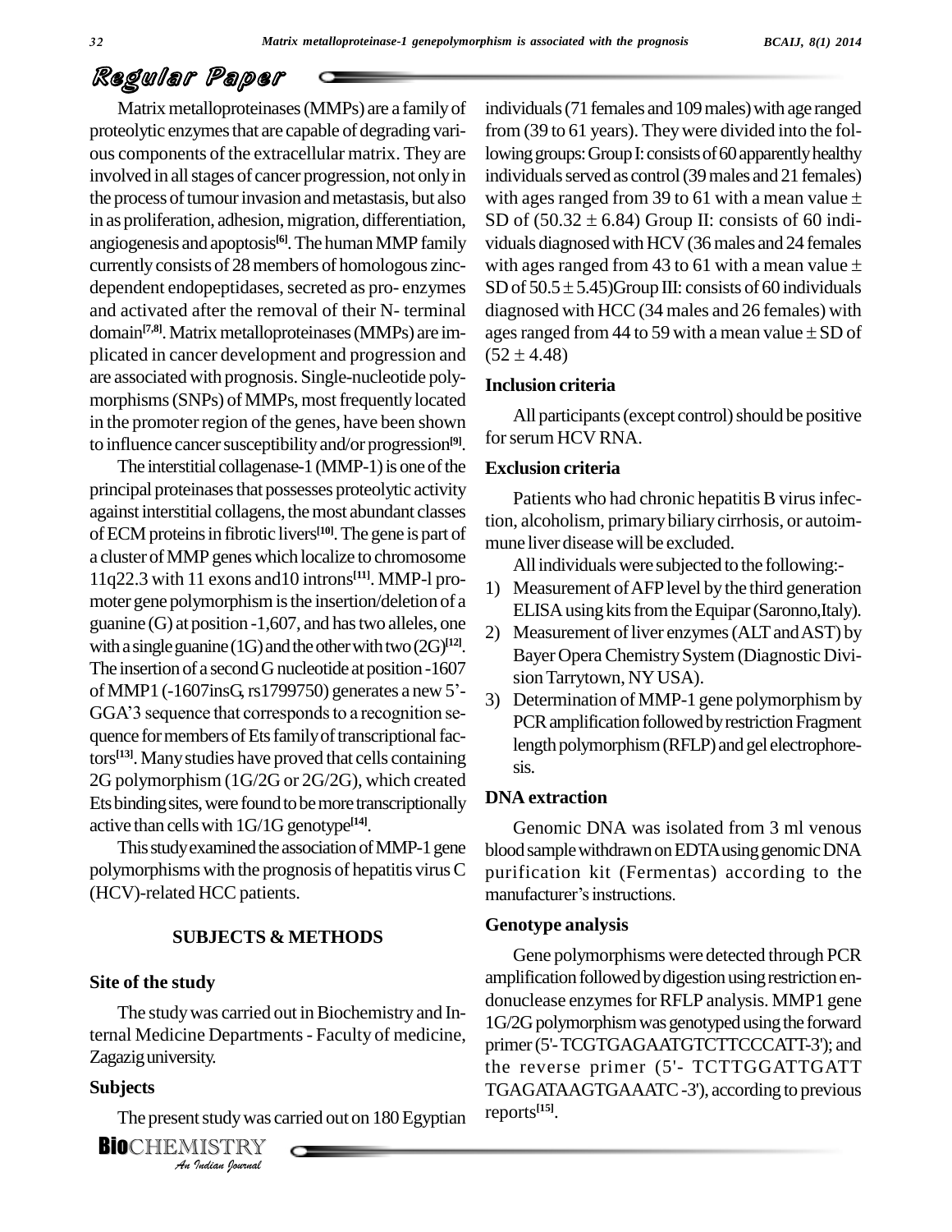Matrix metalloproteinases (MMPs) are a family of proteolytic enzymes that are capable of degrading various components of the extracellular matrix. They are involved in all stages of cancer progression, not only in the process of tumour invasion and metastasis, but also in as proliferation, adhesion, migration, differentiation, angiogenesis and apoptosis[6]. The human MMP family currently consists of 28 members of homologous zinc-dependent endopeptidases, secreted as pro- enzymes and activated after the removal of their N- terminal domain[7,8]. Matrix metalloproteinases (MMPs) are implicated in cancer development and progression and are associated with prognosis. Single-nucleotide polymorphisms (SNPs) of MMPs, most frequently located in the promoter region of the genes, have been shown to influence cancer susceptibility and/or progression[9].

The interstitial collagenase-1 (MMP-1) is one of the principal proteinases that possesses proteolytic activity against interstitial collagens, the most abundant classes of ECM proteins in fibrotic livers[10]. The gene is part of a cluster of MMP genes which localize to chromosome 11q22.3 with 11 exons and10 introns[11]. MMP-l promoter gene polymorphism is the insertion/deletion of a guanine (G) at position -1,607, and has two alleles, one with a single guanine (1G) and the other with two (2G)[12]. The insertion of a second G nucleotide at position -1607 of MMP1 (-1607insG, rs1799750) generates a new 5'-GGA'3 sequence that corresponds to a recognition sequence for members of Ets family of transcriptional factors[13]. Many studies have proved that cells containing 2G polymorphism (1G/2G or 2G/2G), which created Ets binding sites, were found to be more transcriptionally active than cells with 1G/1G genotype[14].

This study examined the association of MMP-1 gene polymorphisms with the prognosis of hepatitis virus C (HCV)-related HCC patients.

## SUBJECTS & METHODS

### Site of the study

The study was carried out in Biochemistry and Internal Medicine Departments - Faculty of medicine, Zagazig university.

### Subjects

The present study was carried out on 180 Egyptian individuals (71 females and 109 males) with age ranged from (39 to 61 years). They were divided into the following groups: Group I: consists of 60 apparently healthy individuals served as control (39 males and 21 females) with ages ranged from 39 to 61 with a mean value ± SD of (50.32 ± 6.84) Group II: consists of 60 individuals diagnosed with HCV (36 males and 24 females) with ages ranged from 43 to 61 with a mean value ± SD of 50.5 ± 5.45)Group III: consists of 60 individuals diagnosed with HCC (34 males and 26 females) with ages ranged from 44 to 59 with a mean value ± SD of (52 ± 4.48)

### Inclusion criteria

All participants (except control) should be positive for serum HCV RNA.

### Exclusion criteria

Patients who had chronic hepatitis B virus infection, alcoholism, primary biliary cirrhosis, or autoimmune liver disease will be excluded.

All individuals were subjected to the following:-

1) Measurement of AFP level by the third generation ELISA using kits from the Equipar (Saronno,Italy).
2) Measurement of liver enzymes (ALT and AST) by Bayer Opera Chemistry System (Diagnostic Division Tarrytown, NY USA).
3) Determination of MMP-1 gene polymorphism by PCR amplification followed by restriction Fragment length polymorphism (RFLP) and gel electrophoresis.

### DNA extraction

Genomic DNA was isolated from 3 ml venous blood sample withdrawn on EDTA using genomic DNA purification kit (Fermentas) according to the manufacturer's instructions.

### Genotype analysis

Gene polymorphisms were detected through PCR amplification followed by digestion using restriction endonuclease enzymes for RFLP analysis. MMP1 gene 1G/2G polymorphism was genotyped using the forward primer (5'- TCGTGAGAATGTCTTCCCATT-3'); and the reverse primer (5'- TCTTGGATTGATT TGAGATAAGTGAAATC -3'), according to previous reports[15].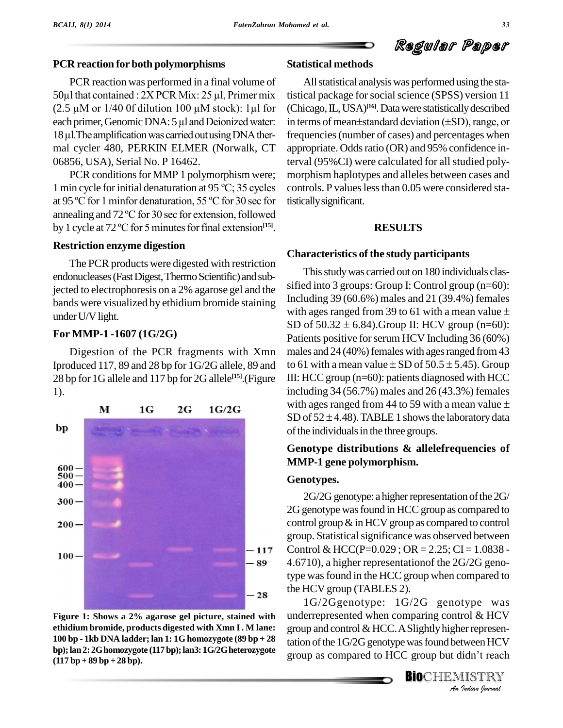### PCR reaction for both polymorphisms

PCR reaction was performed in a final volume of 50μl that contained : 2X PCR Mix: 25 μl, Primer mix (2.5 μM or 1/40 0f dilution 100 μM stock): 1μl for each primer, Genomic DNA: 5 μl and Deionized water: 18 μl.The amplification was carried out using DNA thermal cycler 480, PERKIN ELMER (Norwalk, CT 06856, USA), Serial No. P 16462.

PCR conditions for MMP 1 polymorphism were; 1 min cycle for initial denaturation at 95 ºC; 35 cycles at 95 ºC for 1 minfor denaturation, 55 ºC for 30 sec for annealing and 72 ºC for 30 sec for extension, followed by 1 cycle at 72 ºC for 5 minutes for final extension[15].

### Restriction enzyme digestion

The PCR products were digested with restriction endonucleases (Fast Digest, Thermo Scientific) and subjected to electrophoresis on a 2% agarose gel and the bands were visualized by ethidium bromide staining under U/V light.

### For MMP-1 -1607 (1G/2G)

Digestion of the PCR fragments with Xmn Iproduced 117, 89 and 28 bp for 1G/2G allele, 89 and 28 bp for 1G allele and 117 bp for 2G allele[15].(Figure 1).

**Figure 1: Shows a 2% agarose gel picture, stained with ethidium bromide, products digested with Xmn I . M lane: 100 bp - 1kb DNA ladder; lan 1: 1G homozygote (89 bp + 28 bp); lan 2: 2G homozygote (117 bp); lan3: 1G/2G heterozygote (117 bp + 89 bp + 28 bp).**

### Statistical methods

All statistical analysis was performed using the statistical package for social science (SPSS) version 11 (Chicago, IL, USA)[16]. Data were statistically described in terms of mean±standard deviation (±SD), range, or frequencies (number of cases) and percentages when appropriate. Odds ratio (OR) and 95% confidence interval (95%CI) were calculated for all studied polymorphism haplotypes and alleles between cases and controls. P values less than 0.05 were considered statistically significant.

## RESULTS

### Characteristics of the study participants

This study was carried out on 180 individuals classified into 3 groups: Group I: Control group (n=60): Including 39 (60.6%) males and 21 (39.4%) females with ages ranged from 39 to 61 with a mean value ± SD of 50.32 ± 6.84).Group II: HCV group (n=60): Patients positive for serum HCV Including 36 (60%) males and 24 (40%) females with ages ranged from 43 to 61 with a mean value ± SD of 50.5 ± 5.45). Group III: HCC group (n=60): patients diagnosed with HCC including 34 (56.7%) males and 26 (43.3%) females with ages ranged from 44 to 59 with a mean value ± SD of 52 ± 4.48). TABLE 1 shows the laboratory data of the individuals in the three groups.

### Genotype distributions & allelefrequencies of MMP-1 gene polymorphism.

### Genotypes.

2G/2G genotype: a higher representation of the 2G/2G genotype was found in HCC group as compared to control group & in HCV group as compared to control group. Statistical significance was observed between Control & HCC(P=0.029 ; OR = 2.25; CI = 1.0838 - 4.6710), a higher representationof the 2G/2G genotype was found in the HCC group when compared to the HCV group (TABLES 2).

1G/2Ggenotype: 1G/2G genotype was underrepresented when comparing control & HCV group and control & HCC. A Slightly higher representation of the 1G/2G genotype was found between HCV group as compared to HCC group but didn't reach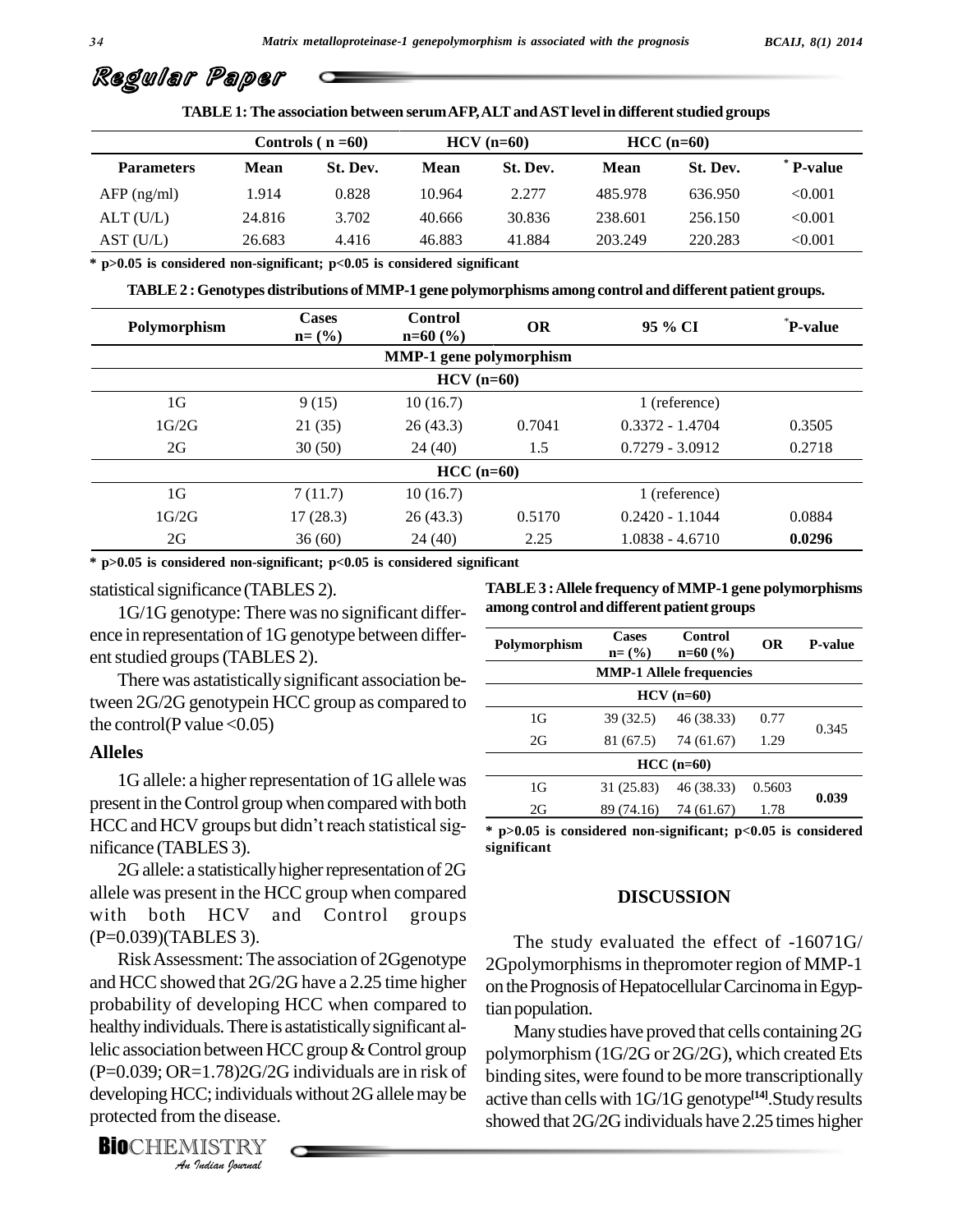**TABLE 1: The association between serum AFP, ALT and AST level in different studied groups**

| | Controls ( n =60) | | HCV (n=60) | | HCC (n=60) | | |
|---|---|---|---|---|---|---|---|
| **Parameters** | **Mean** | **St. Dev.** | **Mean** | **St. Dev.** | **Mean** | **St. Dev.** | **\* P-value** |
| AFP (ng/ml) | 1.914 | 0.828 | 10.964 | 2.277 | 485.978 | 636.950 | <0.001 |
| ALT (U/L) | 24.816 | 3.702 | 40.666 | 30.836 | 238.601 | 256.150 | <0.001 |
| AST (U/L) | 26.683 | 4.416 | 46.883 | 41.884 | 203.249 | 220.283 | <0.001 |

**\* p>0.05 is considered non-significant; p<0.05 is considered significant**

**TABLE 2 : Genotypes distributions of MMP-1 gene polymorphisms among control and different patient groups.**

| Polymorphism | Cases n= (%) | Control n=60 (%) | OR | 95 % CI | \*P-value |
|---|---|---|---|---|---|
| | | **MMP-1 gene polymorphism** | | | |
| | | **HCV (n=60)** | | | |
| 1G | 9 (15) | 10 (16.7) | | 1 (reference) | |
| 1G/2G | 21 (35) | 26 (43.3) | 0.7041 | 0.3372 - 1.4704 | 0.3505 |
| 2G | 30 (50) | 24 (40) | 1.5 | 0.7279 - 3.0912 | 0.2718 |
| | | **HCC (n=60)** | | | |
| 1G | 7 (11.7) | 10 (16.7) | | 1 (reference) | |
| 1G/2G | 17 (28.3) | 26 (43.3) | 0.5170 | 0.2420 - 1.1044 | 0.0884 |
| 2G | 36 (60) | 24 (40) | 2.25 | 1.0838 - 4.6710 | **0.0296** |

**\* p>0.05 is considered non-significant; p<0.05 is considered significant**

statistical significance (TABLES 2).

1G/1G genotype: There was no significant difference in representation of 1G genotype between different studied groups (TABLES 2).

There was astatistically significant association between 2G/2G genotypein HCC group as compared to the control(P value <0.05)

## Alleles

1G allele: a higher representation of 1G allele was present in the Control group when compared with both HCC and HCV groups but didn't reach statistical significance (TABLES 3).

2G allele: a statistically higher representation of 2G allele was present in the HCC group when compared with both HCV and Control groups (P=0.039)(TABLES 3).

Risk Assessment: The association of 2Ggenotype and HCC showed that 2G/2G have a 2.25 time higher probability of developing HCC when compared to healthy individuals. There is astatistically significant allelic association between HCC group & Control group (P=0.039; OR=1.78)2G/2G individuals are in risk of developing HCC; individuals without 2G allele may be protected from the disease.

**TABLE 3 : Allele frequency of MMP-1 gene polymorphisms among control and different patient groups**

| Polymorphism | Cases n= (%) | Control n=60 (%) | OR | P-value |
|---|---|---|---|---|
| | **MMP-1 Allele frequencies** | | | |
| | **HCV (n=60)** | | | |
| 1G | 39 (32.5) | 46 (38.33) | 0.77 | 0.345 |
| 2G | 81 (67.5) | 74 (61.67) | 1.29 | |
| | **HCC (n=60)** | | | |
| 1G | 31 (25.83) | 46 (38.33) | 0.5603 | **0.039** |
| 2G | 89 (74.16) | 74 (61.67) | 1.78 | |

**\* p>0.05 is considered non-significant; p<0.05 is considered significant**

## DISCUSSION

The study evaluated the effect of -16071G/2Gpolymorphisms in thepromoter region of MMP-1 on the Prognosis of Hepatocellular Carcinoma in Egyptian population.

Many studies have proved that cells containing 2G polymorphism (1G/2G or 2G/2G), which created Ets binding sites, were found to be more transcriptionally active than cells with 1G/1G genotype[14].Study results showed that 2G/2G individuals have 2.25 times higher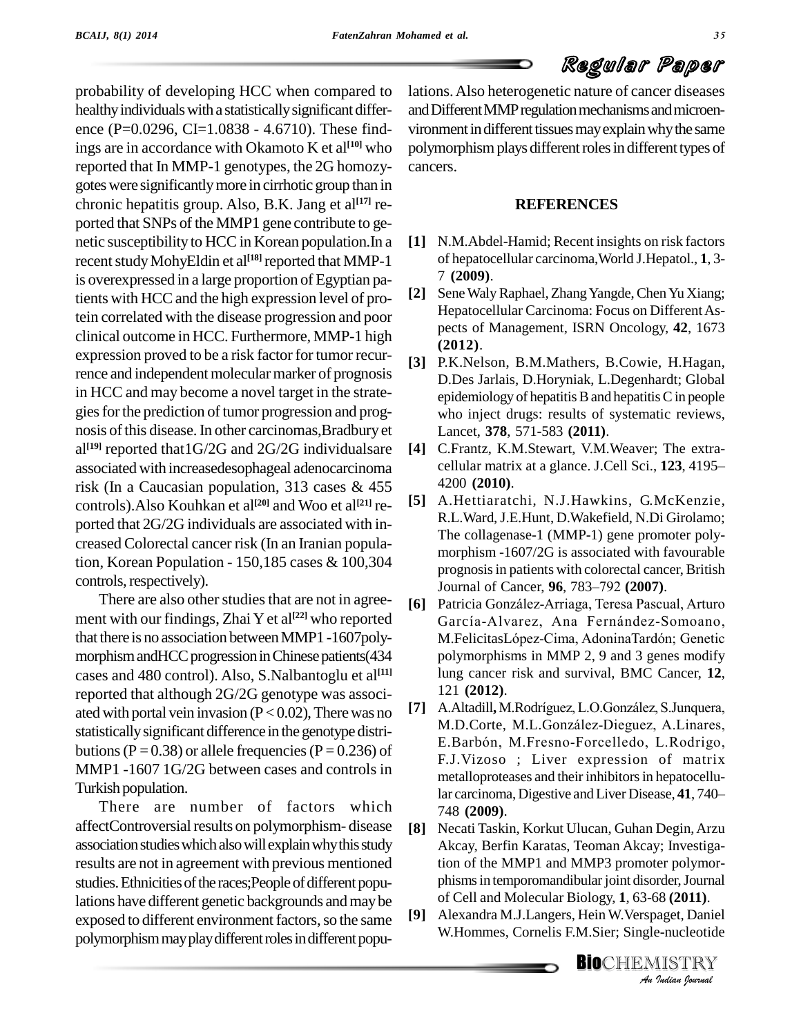probability of developing HCC when compared to healthy individuals with a statistically significant difference (P=0.0296, CI=1.0838 - 4.6710). These findings are in accordance with Okamoto K et al[10] who reported that In MMP-1 genotypes, the 2G homozygotes were significantly more in cirrhotic group than in chronic hepatitis group. Also, B.K. Jang et al[17] reported that SNPs of the MMP1 gene contribute to genetic susceptibility to HCC in Korean population.In a recent study MohyEldin et al[18] reported that MMP-1 is overexpressed in a large proportion of Egyptian patients with HCC and the high expression level of protein correlated with the disease progression and poor clinical outcome in HCC. Furthermore, MMP-1 high expression proved to be a risk factor for tumor recurrence and independent molecular marker of prognosis in HCC and may become a novel target in the strategies for the prediction of tumor progression and prognosis of this disease. In other carcinomas,Bradbury et al[19] reported that1G/2G and 2G/2G individualsare associated with increasedesophageal adenocarcinoma risk (In a Caucasian population, 313 cases & 455 controls).Also Kouhkan et al[20] and Woo et al[21] reported that 2G/2G individuals are associated with increased Colorectal cancer risk (In an Iranian population, Korean Population - 150,185 cases & 100,304 controls, respectively).

There are also other studies that are not in agreement with our findings, Zhai Y et al[22] who reported that there is no association between MMP1 -1607polymorphism andHCC progression in Chinese patients(434 cases and 480 control). Also, S.Nalbantoglu et al[11] reported that although 2G/2G genotype was associated with portal vein invasion (P < 0.02), There was no statistically significant difference in the genotype distributions (P = 0.38) or allele frequencies (P = 0.236) of MMP1 -1607 1G/2G between cases and controls in Turkish population.

There are number of factors which affectControversial results on polymorphism- disease association studies which also will explain why this study results are not in agreement with previous mentioned studies. Ethnicities of the races;People of different populations have different genetic backgrounds and may be exposed to different environment factors, so the same polymorphism may play different roles in different populations. Also heterogenetic nature of cancer diseases and Different MMP regulation mechanisms and microenvironment in different tissues may explain why the same polymorphism plays different roles in different types of cancers.

## REFERENCES

[1] N.M.Abdel-Hamid; Recent insights on risk factors of hepatocellular carcinoma,World J.Hepatol., **1**, 3-7 **(2009)**.

[2] Sene Waly Raphael, Zhang Yangde, Chen Yu Xiang; Hepatocellular Carcinoma: Focus on Different Aspects of Management, ISRN Oncology, **42**, 1673 **(2012)**.

[3] P.K.Nelson, B.M.Mathers, B.Cowie, H.Hagan, D.Des Jarlais, D.Horyniak, L.Degenhardt; Global epidemiology of hepatitis B and hepatitis C in people who inject drugs: results of systematic reviews, Lancet, **378**, 571-583 **(2011)**.

[4] C.Frantz, K.M.Stewart, V.M.Weaver; The extracellular matrix at a glance. J.Cell Sci., **123**, 4195–4200 **(2010)**.

[5] A.Hettiaratchi, N.J.Hawkins, G.McKenzie, R.L.Ward, J.E.Hunt, D.Wakefield, N.Di Girolamo; The collagenase-1 (MMP-1) gene promoter polymorphism -1607/2G is associated with favourable prognosis in patients with colorectal cancer, British Journal of Cancer, **96**, 783–792 **(2007)**.

[6] Patricia González-Arriaga, Teresa Pascual, Arturo García-Alvarez, Ana Fernández-Somoano, M.FelicitasLópez-Cima, AdoninaTardón; Genetic polymorphisms in MMP 2, 9 and 3 genes modify lung cancer risk and survival, BMC Cancer, **12**, 121 **(2012)**.

[7] A.Altadill**,** M.Rodríguez, L.O.González, S.Junquera, M.D.Corte, M.L.González-Dieguez, A.Linares, E.Barbón, M.Fresno-Forcelledo, L.Rodrigo, F.J.Vizoso ; Liver expression of matrix metalloproteases and their inhibitors in hepatocellular carcinoma, Digestive and Liver Disease, **41**, 740–748 **(2009)**.

[8] Necati Taskin, Korkut Ulucan, Guhan Degin, Arzu Akcay, Berfin Karatas, Teoman Akcay; Investigation of the MMP1 and MMP3 promoter polymorphisms in temporomandibular joint disorder, Journal of Cell and Molecular Biology, **1**, 63-68 **(2011)**.

[9] Alexandra M.J.Langers, Hein W.Verspaget, Daniel W.Hommes, Cornelis F.M.Sier; Single-nucleotide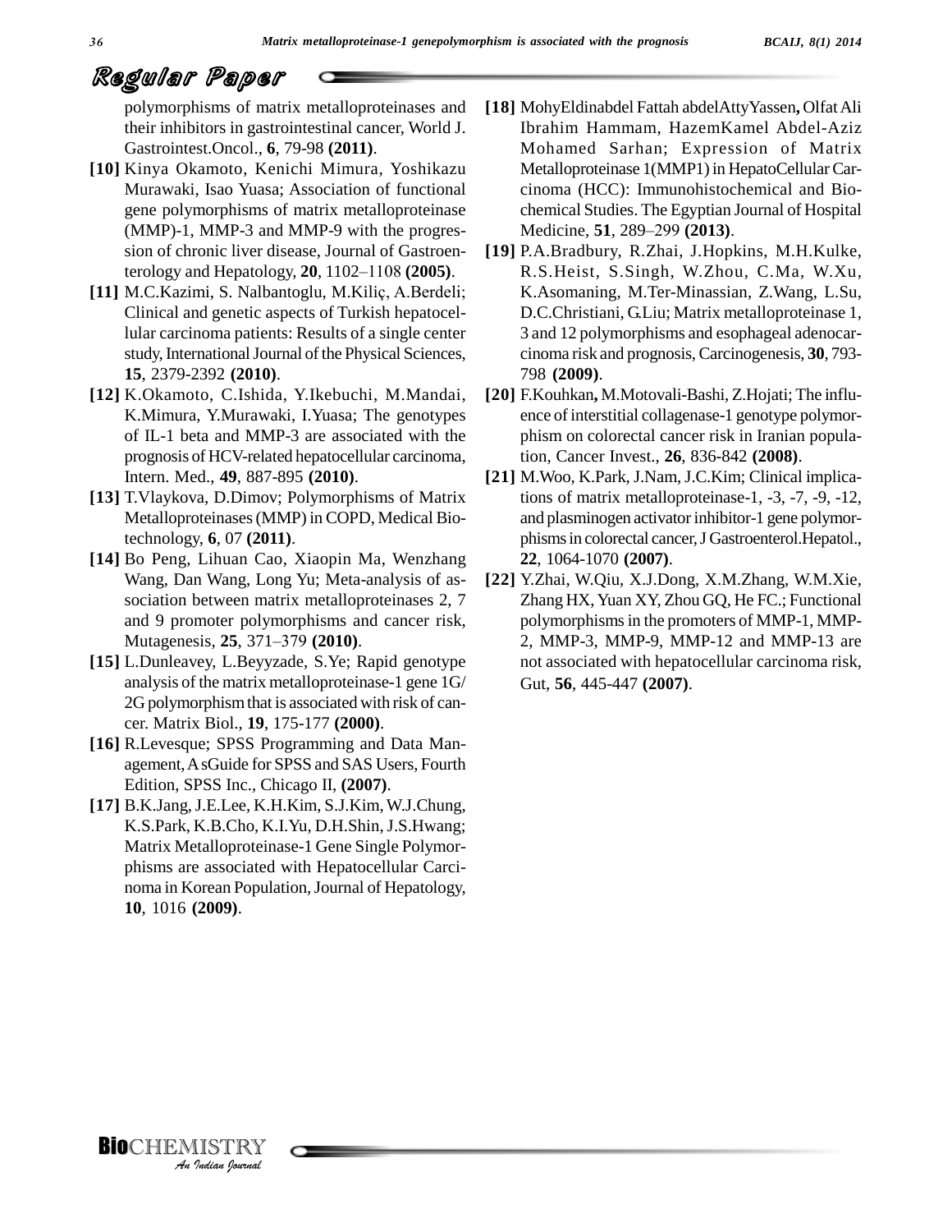polymorphisms of matrix metalloproteinases and their inhibitors in gastrointestinal cancer, World J. Gastrointest.Oncol., **6**, 79-98 **(2011)**.

**[10]** Kinya Okamoto, Kenichi Mimura, Yoshikazu Murawaki, Isao Yuasa; Association of functional gene polymorphisms of matrix metalloproteinase (MMP)-1, MMP-3 and MMP-9 with the progression of chronic liver disease, Journal of Gastroenterology and Hepatology, **20**, 1102–1108 **(2005)**.

**[11]** M.C.Kazimi, S. Nalbantoglu, M.Kiliç, A.Berdeli; Clinical and genetic aspects of Turkish hepatocellular carcinoma patients: Results of a single center study, International Journal of the Physical Sciences, **15**, 2379-2392 **(2010)**.

**[12]** K.Okamoto, C.Ishida, Y.Ikebuchi, M.Mandai, K.Mimura, Y.Murawaki, I.Yuasa; The genotypes of IL-1 beta and MMP-3 are associated with the prognosis of HCV-related hepatocellular carcinoma, Intern. Med., **49**, 887-895 **(2010)**.

**[13]** T.Vlaykova, D.Dimov; Polymorphisms of Matrix Metalloproteinases (MMP) in COPD, Medical Biotechnology, **6**, 07 **(2011)**.

**[14]** Bo Peng, Lihuan Cao, Xiaopin Ma, Wenzhang Wang, Dan Wang, Long Yu; Meta-analysis of association between matrix metalloproteinases 2, 7 and 9 promoter polymorphisms and cancer risk, Mutagenesis, **25**, 371–379 **(2010)**.

**[15]** L.Dunleavey, L.Beyyzade, S.Ye; Rapid genotype analysis of the matrix metalloproteinase-1 gene 1G/2G polymorphism that is associated with risk of cancer. Matrix Biol., **19**, 175-177 **(2000)**.

**[16]** R.Levesque; SPSS Programming and Data Management, A sGuide for SPSS and SAS Users, Fourth Edition, SPSS Inc., Chicago II, **(2007)**.

**[17]** B.K.Jang, J.E.Lee, K.H.Kim, S.J.Kim, W.J.Chung, K.S.Park, K.B.Cho, K.I.Yu, D.H.Shin, J.S.Hwang; Matrix Metalloproteinase-1 Gene Single Polymorphisms are associated with Hepatocellular Carcinoma in Korean Population, Journal of Hepatology, **10**, 1016 **(2009)**.

**[18]** MohyEldinabdel Fattah abdelAttyYassen**,** Olfat Ali Ibrahim Hammam, HazemKamel Abdel-Aziz Mohamed Sarhan; Expression of Matrix Metalloproteinase 1(MMP1) in HepatoCellular Carcinoma (HCC): Immunohistochemical and Biochemical Studies. The Egyptian Journal of Hospital Medicine, **51**, 289–299 **(2013)**.

**[19]** P.A.Bradbury, R.Zhai, J.Hopkins, M.H.Kulke, R.S.Heist, S.Singh, W.Zhou, C.Ma, W.Xu, K.Asomaning, M.Ter-Minassian, Z.Wang, L.Su, D.C.Christiani, G.Liu; Matrix metalloproteinase 1, 3 and 12 polymorphisms and esophageal adenocarcinoma risk and prognosis, Carcinogenesis, **30**, 793-798 **(2009)**.

**[20]** F.Kouhkan**,** M.Motovali-Bashi, Z.Hojati; The influence of interstitial collagenase-1 genotype polymorphism on colorectal cancer risk in Iranian population, Cancer Invest., **26**, 836-842 **(2008)**.

**[21]** M.Woo, K.Park, J.Nam, J.C.Kim; Clinical implications of matrix metalloproteinase-1, -3, -7, -9, -12, and plasminogen activator inhibitor-1 gene polymorphisms in colorectal cancer, J Gastroenterol.Hepatol., **22**, 1064-1070 **(2007)**.

**[22]** Y.Zhai, W.Qiu, X.J.Dong, X.M.Zhang, W.M.Xie, Zhang HX, Yuan XY, Zhou GQ, He FC.; Functional polymorphisms in the promoters of MMP-1, MMP-2, MMP-3, MMP-9, MMP-12 and MMP-13 are not associated with hepatocellular carcinoma risk, Gut, **56**, 445-447 **(2007)**.